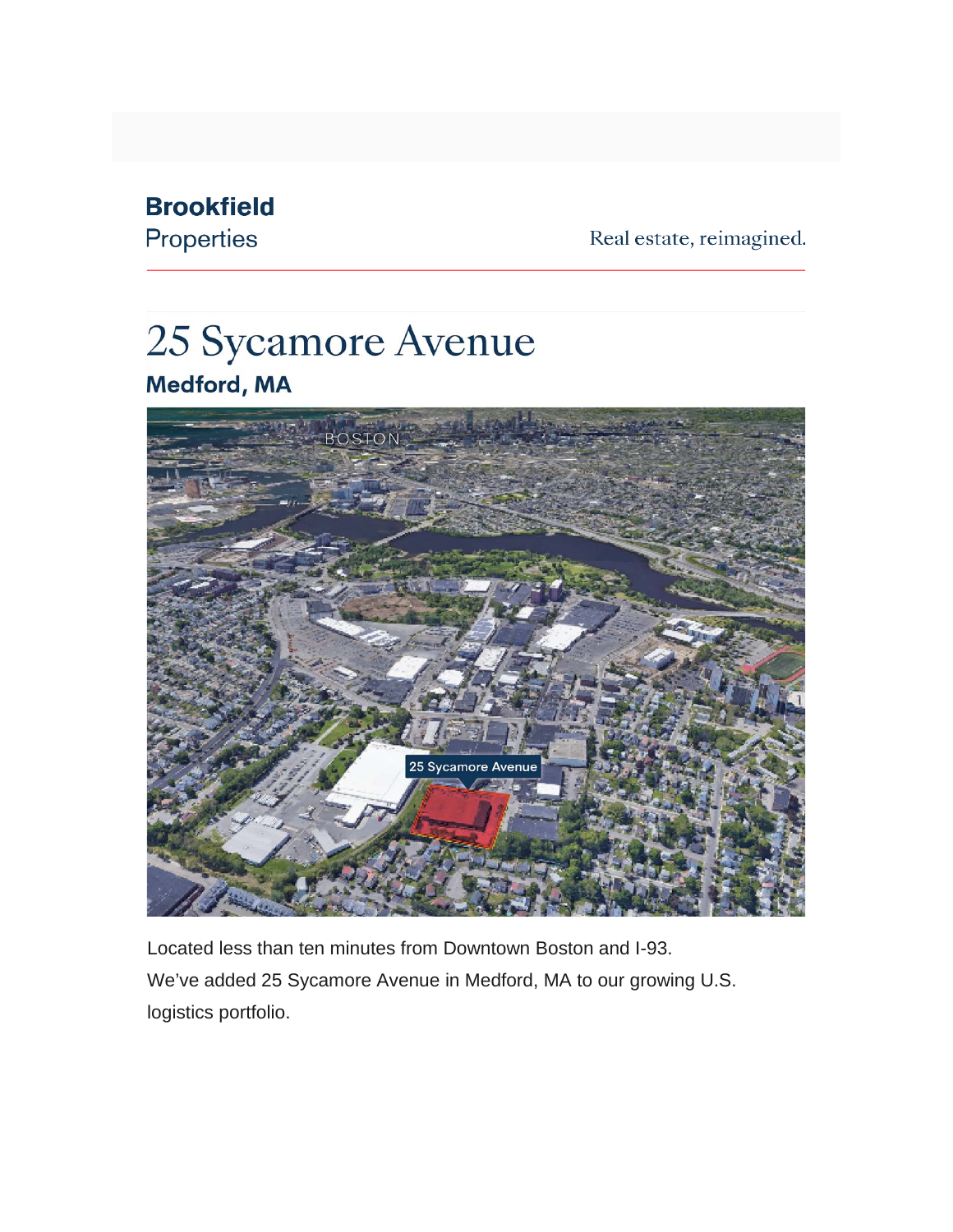**Brookfield**
Properties

Real estate, reimagined.

# 25 Sycamore Avenue

## Medford, MA

Located less than ten minutes from Downtown Boston and I-93.

We've added 25 Sycamore Avenue in Medford, MA to our growing U.S. logistics portfolio.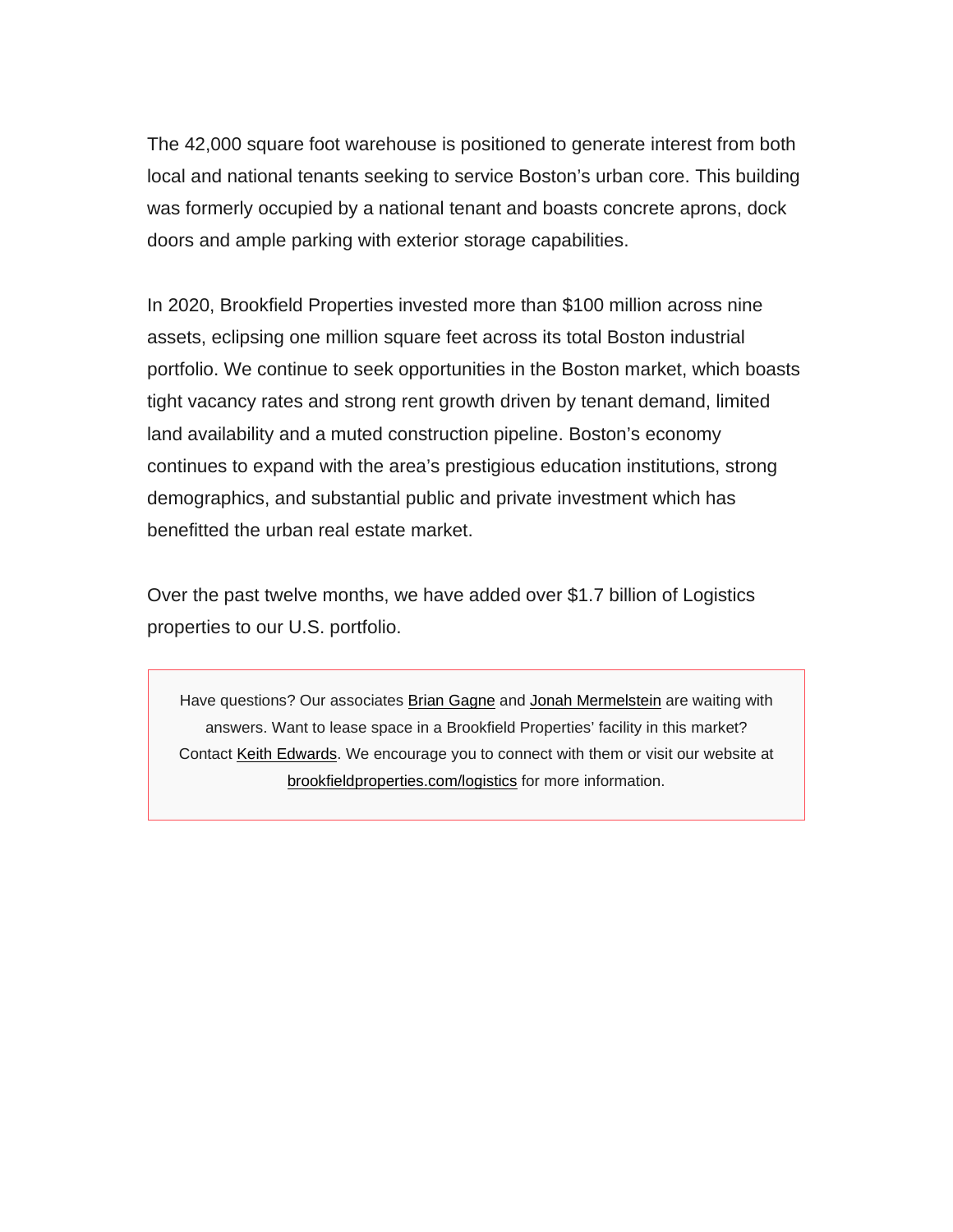The 42,000 square foot warehouse is positioned to generate interest from both local and national tenants seeking to service Boston's urban core. This building was formerly occupied by a national tenant and boasts concrete aprons, dock doors and ample parking with exterior storage capabilities.

In 2020, Brookfield Properties invested more than $100 million across nine assets, eclipsing one million square feet across its total Boston industrial portfolio. We continue to seek opportunities in the Boston market, which boasts tight vacancy rates and strong rent growth driven by tenant demand, limited land availability and a muted construction pipeline. Boston's economy continues to expand with the area's prestigious education institutions, strong demographics, and substantial public and private investment which has benefitted the urban real estate market.

Over the past twelve months, we have added over $1.7 billion of Logistics properties to our U.S. portfolio.

Have questions? Our associates Brian Gagne and Jonah Mermelstein are waiting with answers. Want to lease space in a Brookfield Properties' facility in this market? Contact Keith Edwards. We encourage you to connect with them or visit our website at brookfieldproperties.com/logistics for more information.